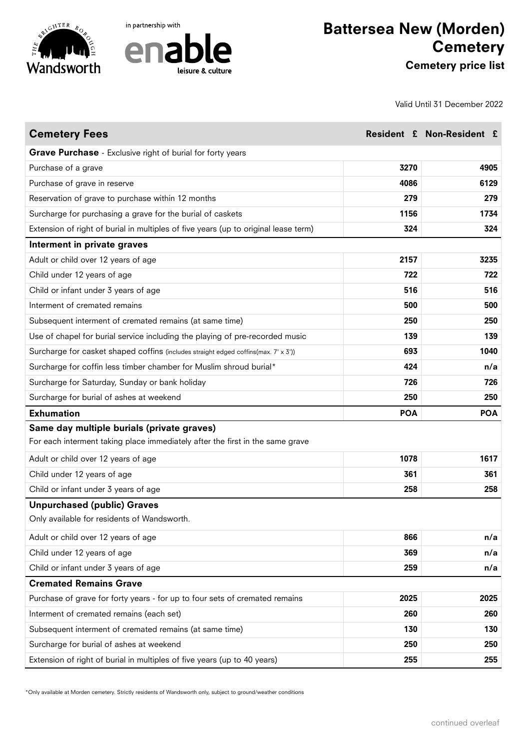# Battersea New (Morden) Cemetery

**Cemetery price list**

Valid Until 31 December 2022

| Cemetery Fees | Resident £ | Non-Resident £ |
|---|---|---|
| **Grave Purchase** - Exclusive right of burial for forty years | | |
| Purchase of a grave | **3270** | **4905** |
| Purchase of grave in reserve | **4086** | **6129** |
| Reservation of grave to purchase within 12 months | **279** | **279** |
| Surcharge for purchasing a grave for the burial of caskets | **1156** | **1734** |
| Extension of right of burial in multiples of five years (up to original lease term) | **324** | **324** |
| **Interment in private graves** | | |
| Adult or child over 12 years of age | **2157** | **3235** |
| Child under 12 years of age | **722** | **722** |
| Child or infant under 3 years of age | **516** | **516** |
| Interment of cremated remains | **500** | **500** |
| Subsequent interment of cremated remains (at same time) | **250** | **250** |
| Use of chapel for burial service including the playing of pre-recorded music | **139** | **139** |
| Surcharge for casket shaped coffins (includes straight edged coffins(max. 7' x 3')) | **693** | **1040** |
| Surcharge for coffin less timber chamber for Muslim shroud burial* | **424** | **n/a** |
| Surcharge for Saturday, Sunday or bank holiday | **726** | **726** |
| Surcharge for burial of ashes at weekend | **250** | **250** |
| **Exhumation** | **POA** | **POA** |
| **Same day multiple burials (private graves)** For each interment taking place immediately after the first in the same grave | | |
| Adult or child over 12 years of age | **1078** | **1617** |
| Child under 12 years of age | **361** | **361** |
| Child or infant under 3 years of age | **258** | **258** |
| **Unpurchased (public) Graves** Only available for residents of Wandsworth. | | |
| Adult or child over 12 years of age | **866** | **n/a** |
| Child under 12 years of age | **369** | **n/a** |
| Child or infant under 3 years of age | **259** | **n/a** |
| **Cremated Remains Grave** | | |
| Purchase of grave for forty years - for up to four sets of cremated remains | **2025** | **2025** |
| Interment of cremated remains (each set) | **260** | **260** |
| Subsequent interment of cremated remains (at same time) | **130** | **130** |
| Surcharge for burial of ashes at weekend | **250** | **250** |
| Extension of right of burial in multiples of five years (up to 40 years) | **255** | **255** |

*Only available at Morden cemetery. Strictly residents of Wandsworth only, subject to ground/weather conditions

continued overleaf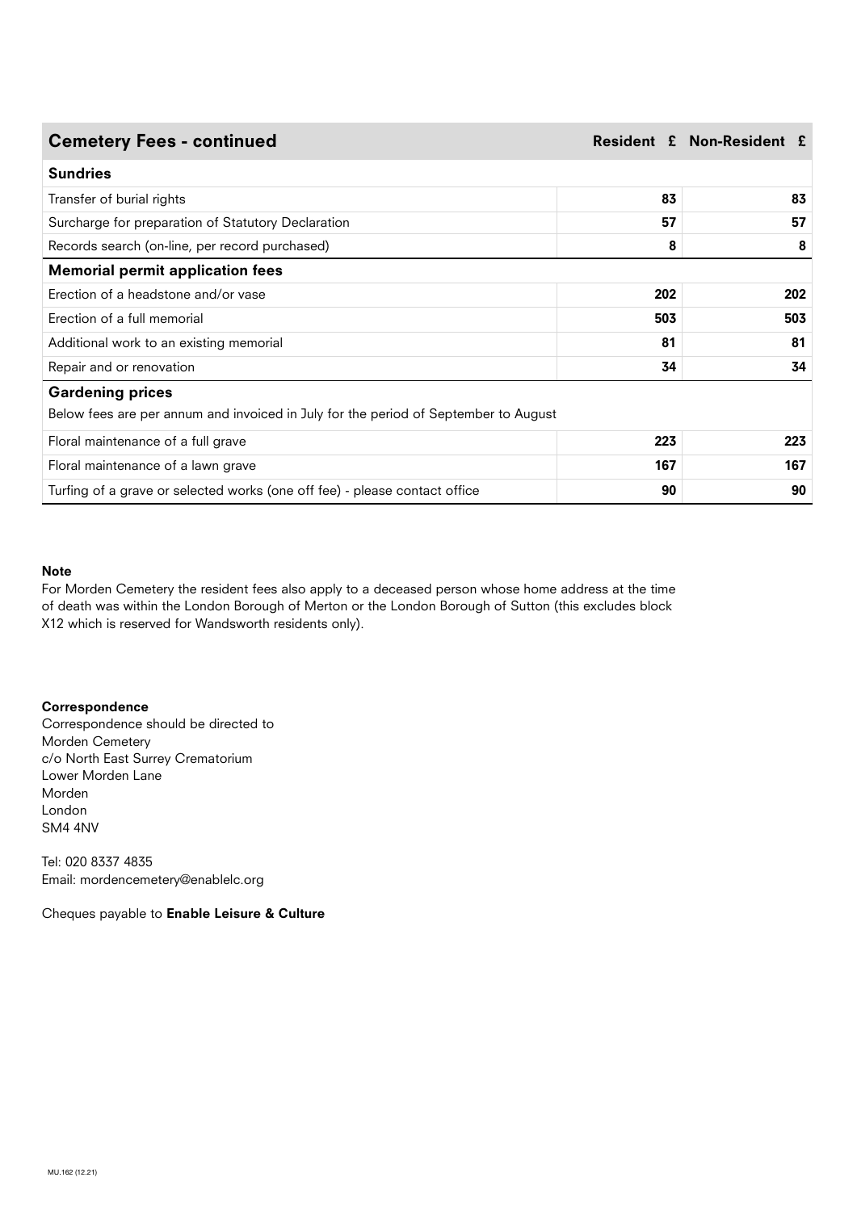| Cemetery Fees - continued | Resident £ | Non-Resident £ |
| --- | --- | --- |
| **Sundries** | | |
| Transfer of burial rights | **83** | **83** |
| Surcharge for preparation of Statutory Declaration | **57** | **57** |
| Records search (on-line, per record purchased) | **8** | **8** |
| **Memorial permit application fees** | | |
| Erection of a headstone and/or vase | **202** | **202** |
| Erection of a full memorial | **503** | **503** |
| Additional work to an existing memorial | **81** | **81** |
| Repair and or renovation | **34** | **34** |
| **Gardening prices** | | |
| Below fees are per annum and invoiced in July for the period of September to August | | |
| Floral maintenance of a full grave | **223** | **223** |
| Floral maintenance of a lawn grave | **167** | **167** |
| Turfing of a grave or selected works (one off fee) - please contact office | **90** | **90** |

**Note**

For Morden Cemetery the resident fees also apply to a deceased person whose home address at the time of death was within the London Borough of Merton or the London Borough of Sutton (this excludes block X12 which is reserved for Wandsworth residents only).

**Correspondence**

Correspondence should be directed to
Morden Cemetery
c/o North East Surrey Crematorium
Lower Morden Lane
Morden
London
SM4 4NV

Tel: 020 8337 4835
Email: mordencemetery@enablelc.org

Cheques payable to **Enable Leisure & Culture**

MU.162 (12.21)